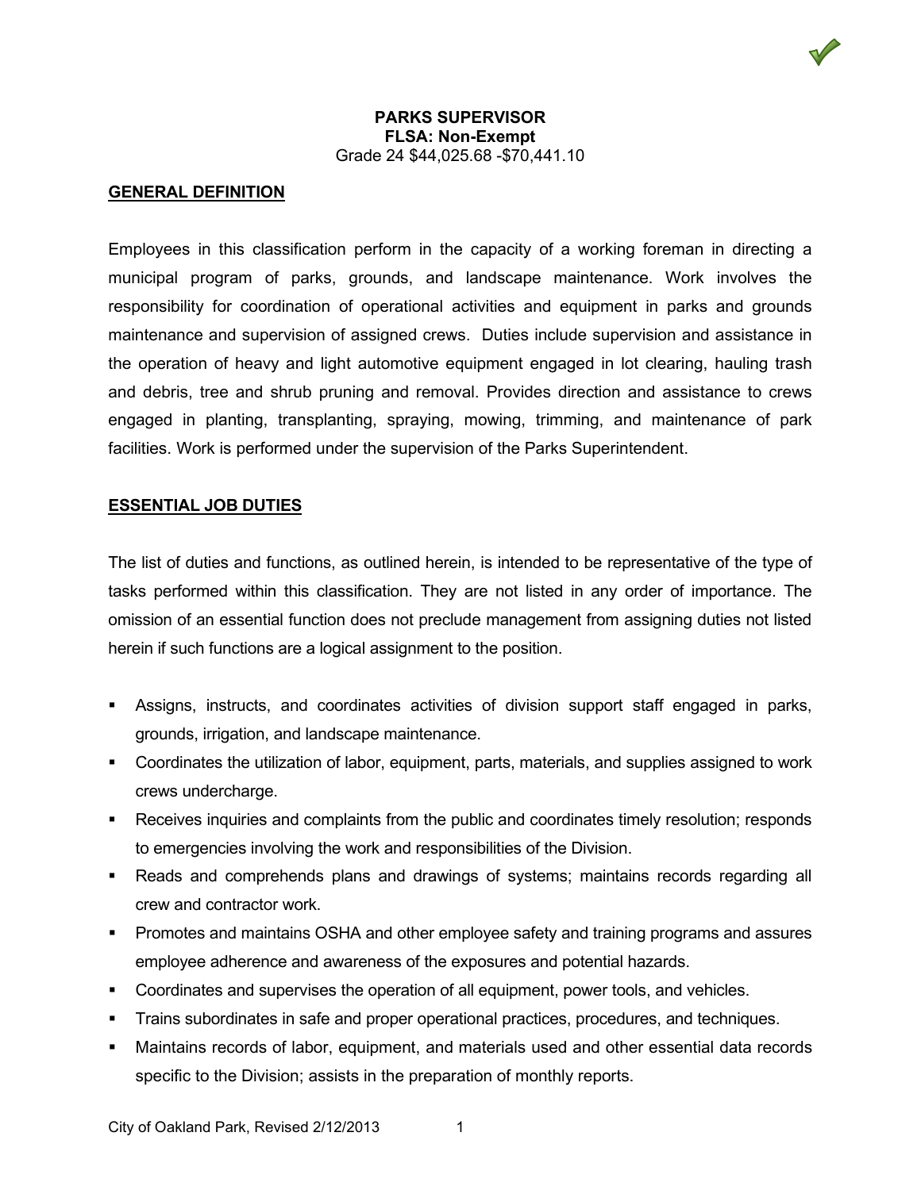**PARKS SUPERVISOR**
**FLSA: Non-Exempt**
Grade 24 $44,025.68 -$70,441.10

## GENERAL DEFINITION

Employees in this classification perform in the capacity of a working foreman in directing a municipal program of parks, grounds, and landscape maintenance. Work involves the responsibility for coordination of operational activities and equipment in parks and grounds maintenance and supervision of assigned crews. Duties include supervision and assistance in the operation of heavy and light automotive equipment engaged in lot clearing, hauling trash and debris, tree and shrub pruning and removal. Provides direction and assistance to crews engaged in planting, transplanting, spraying, mowing, trimming, and maintenance of park facilities. Work is performed under the supervision of the Parks Superintendent.

## ESSENTIAL JOB DUTIES

The list of duties and functions, as outlined herein, is intended to be representative of the type of tasks performed within this classification. They are not listed in any order of importance. The omission of an essential function does not preclude management from assigning duties not listed herein if such functions are a logical assignment to the position.

- Assigns, instructs, and coordinates activities of division support staff engaged in parks, grounds, irrigation, and landscape maintenance.
- Coordinates the utilization of labor, equipment, parts, materials, and supplies assigned to work crews undercharge.
- Receives inquiries and complaints from the public and coordinates timely resolution; responds to emergencies involving the work and responsibilities of the Division.
- Reads and comprehends plans and drawings of systems; maintains records regarding all crew and contractor work.
- Promotes and maintains OSHA and other employee safety and training programs and assures employee adherence and awareness of the exposures and potential hazards.
- Coordinates and supervises the operation of all equipment, power tools, and vehicles.
- Trains subordinates in safe and proper operational practices, procedures, and techniques.
- Maintains records of labor, equipment, and materials used and other essential data records specific to the Division; assists in the preparation of monthly reports.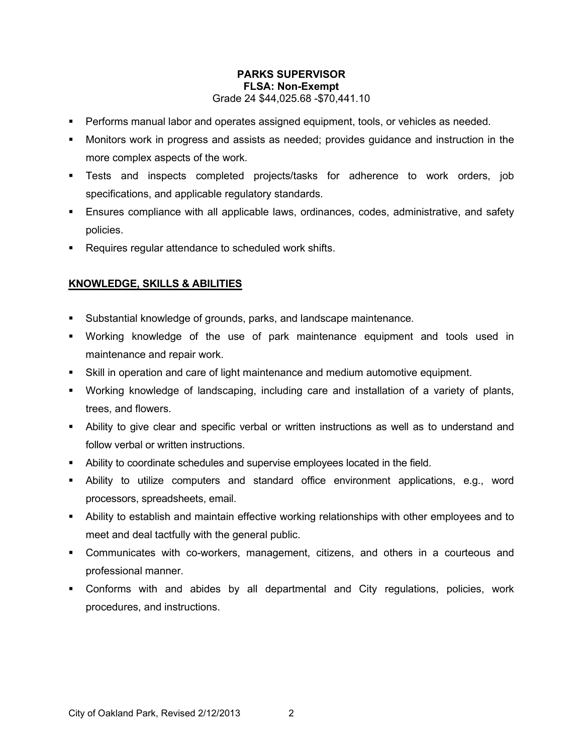**PARKS SUPERVISOR**
**FLSA: Non-Exempt**
Grade 24 $44,025.68 -$70,441.10

- Performs manual labor and operates assigned equipment, tools, or vehicles as needed.
- Monitors work in progress and assists as needed; provides guidance and instruction in the more complex aspects of the work.
- Tests and inspects completed projects/tasks for adherence to work orders, job specifications, and applicable regulatory standards.
- Ensures compliance with all applicable laws, ordinances, codes, administrative, and safety policies.
- Requires regular attendance to scheduled work shifts.

## KNOWLEDGE, SKILLS & ABILITIES

- Substantial knowledge of grounds, parks, and landscape maintenance.
- Working knowledge of the use of park maintenance equipment and tools used in maintenance and repair work.
- Skill in operation and care of light maintenance and medium automotive equipment.
- Working knowledge of landscaping, including care and installation of a variety of plants, trees, and flowers.
- Ability to give clear and specific verbal or written instructions as well as to understand and follow verbal or written instructions.
- Ability to coordinate schedules and supervise employees located in the field.
- Ability to utilize computers and standard office environment applications, e.g., word processors, spreadsheets, email.
- Ability to establish and maintain effective working relationships with other employees and to meet and deal tactfully with the general public.
- Communicates with co-workers, management, citizens, and others in a courteous and professional manner.
- Conforms with and abides by all departmental and City regulations, policies, work procedures, and instructions.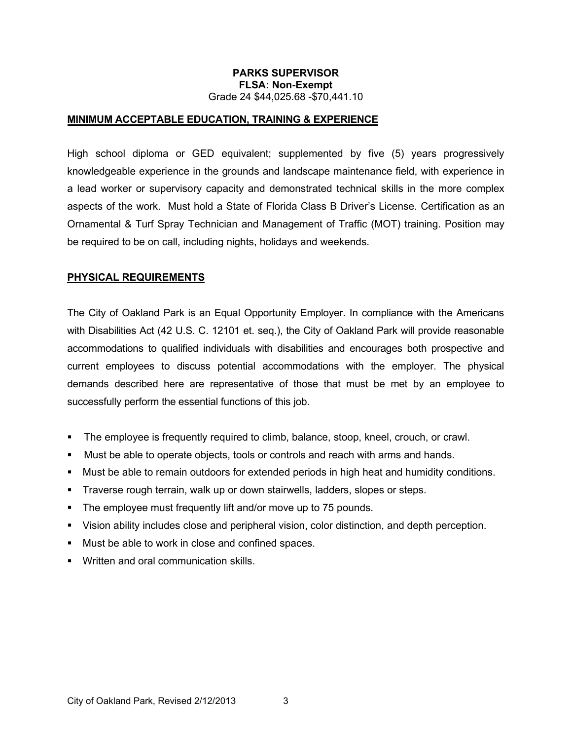**PARKS SUPERVISOR**
**FLSA: Non-Exempt**
Grade 24 $44,025.68 -$70,441.10

## MINIMUM ACCEPTABLE EDUCATION, TRAINING & EXPERIENCE

High school diploma or GED equivalent; supplemented by five (5) years progressively knowledgeable experience in the grounds and landscape maintenance field, with experience in a lead worker or supervisory capacity and demonstrated technical skills in the more complex aspects of the work. Must hold a State of Florida Class B Driver's License. Certification as an Ornamental & Turf Spray Technician and Management of Traffic (MOT) training. Position may be required to be on call, including nights, holidays and weekends.

## PHYSICAL REQUIREMENTS

The City of Oakland Park is an Equal Opportunity Employer. In compliance with the Americans with Disabilities Act (42 U.S. C. 12101 et. seq.), the City of Oakland Park will provide reasonable accommodations to qualified individuals with disabilities and encourages both prospective and current employees to discuss potential accommodations with the employer. The physical demands described here are representative of those that must be met by an employee to successfully perform the essential functions of this job.

- The employee is frequently required to climb, balance, stoop, kneel, crouch, or crawl.
- Must be able to operate objects, tools or controls and reach with arms and hands.
- Must be able to remain outdoors for extended periods in high heat and humidity conditions.
- Traverse rough terrain, walk up or down stairwells, ladders, slopes or steps.
- The employee must frequently lift and/or move up to 75 pounds.
- Vision ability includes close and peripheral vision, color distinction, and depth perception.
- Must be able to work in close and confined spaces.
- Written and oral communication skills.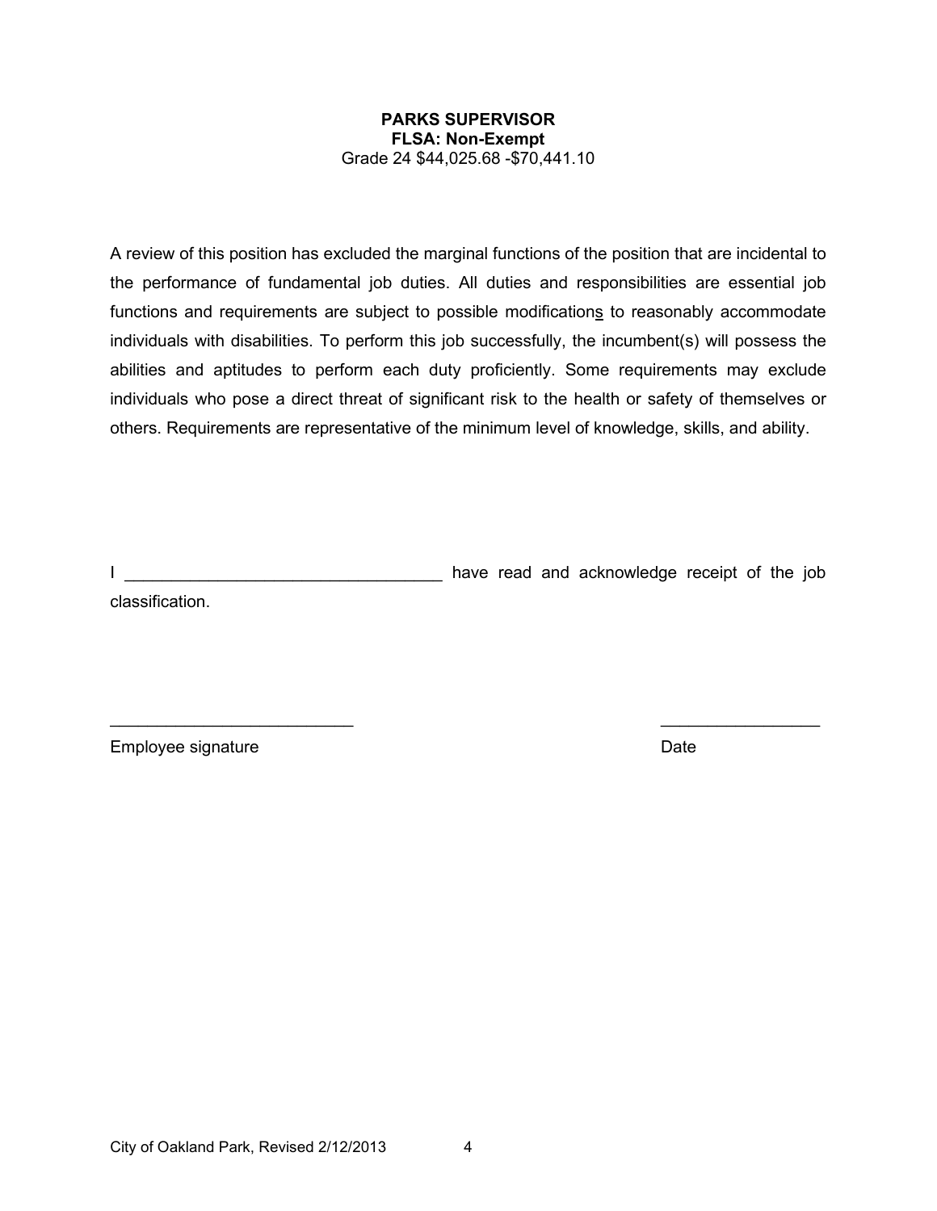**PARKS SUPERVISOR**
**FLSA: Non-Exempt**
Grade 24 $44,025.68 -$70,441.10

A review of this position has excluded the marginal functions of the position that are incidental to the performance of fundamental job duties. All duties and responsibilities are essential job functions and requirements are subject to possible modifications to reasonably accommodate individuals with disabilities. To perform this job successfully, the incumbent(s) will possess the abilities and aptitudes to perform each duty proficiently. Some requirements may exclude individuals who pose a direct threat of significant risk to the health or safety of themselves or others. Requirements are representative of the minimum level of knowledge, skills, and ability.

I _________________________________ have read and acknowledge receipt of the job classification.

_________________________ &nbsp;&nbsp;&nbsp;&nbsp;&nbsp;&nbsp;&nbsp;&nbsp;&nbsp;&nbsp;&nbsp;&nbsp;&nbsp;&nbsp;&nbsp;&nbsp;&nbsp;&nbsp;&nbsp;&nbsp; _________________

Employee signature &nbsp;&nbsp;&nbsp;&nbsp;&nbsp;&nbsp;&nbsp;&nbsp;&nbsp;&nbsp;&nbsp;&nbsp;&nbsp;&nbsp;&nbsp;&nbsp;&nbsp;&nbsp;&nbsp;&nbsp;&nbsp;&nbsp;&nbsp;&nbsp;&nbsp;&nbsp;&nbsp;&nbsp;&nbsp;&nbsp;&nbsp;&nbsp;&nbsp;&nbsp;&nbsp;&nbsp;&nbsp;&nbsp;&nbsp;&nbsp; Date

City of Oakland Park, Revised 2/12/2013